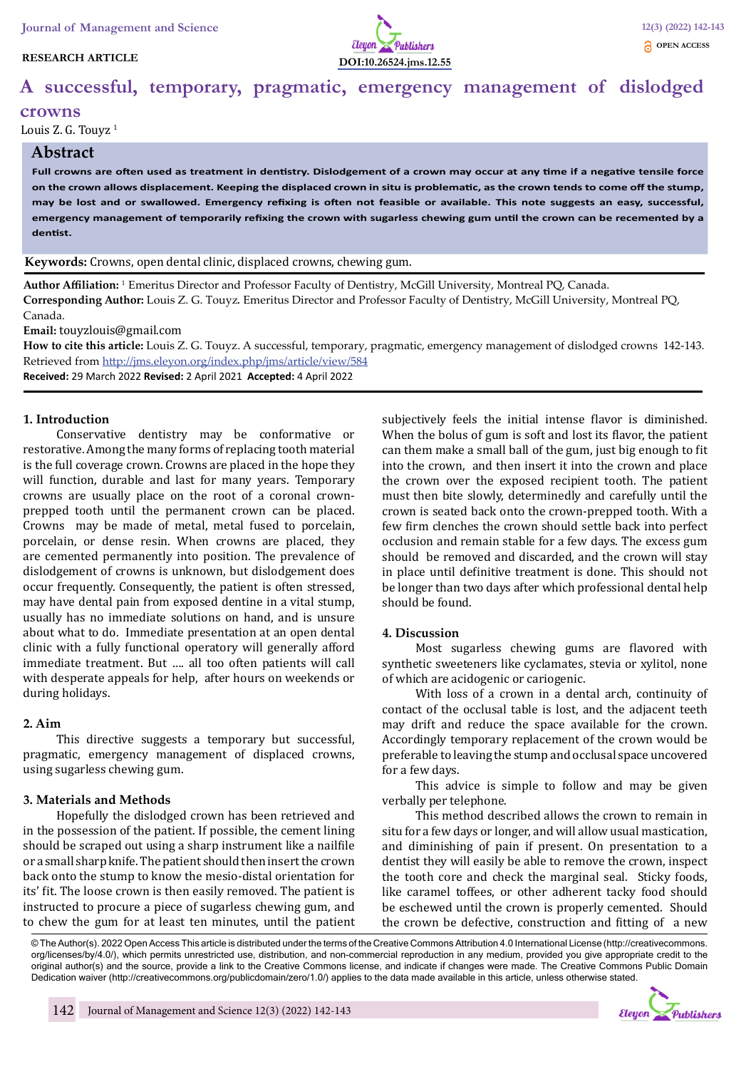RESEARCH ARTICLE

DOI:10.26524.jms.12.55

OPEN ACCESS

# A successful, temporary, pragmatic, emergency management of dislodged crowns

Louis Z. G. Touyz [1]

## Abstract

**Full crowns are often used as treatment in dentistry. Dislodgement of a crown may occur at any time if a negative tensile force on the crown allows displacement. Keeping the displaced crown in situ is problematic, as the crown tends to come off the stump, may be lost and or swallowed. Emergency refixing is often not feasible or available. This note suggests an easy, successful, emergency management of temporarily refixing the crown with sugarless chewing gum until the crown can be recemented by a dentist.**

**Keywords:** Crowns, open dental clinic, displaced crowns, chewing gum.

**Author Affiliation:** [1] Emeritus Director and Professor Faculty of Dentistry, McGill University, Montreal PQ, Canada.

**Corresponding Author:** Louis Z. G. Touyz. Emeritus Director and Professor Faculty of Dentistry, McGill University, Montreal PQ, Canada.

**Email:** touyzlouis@gmail.com

**How to cite this article:** Louis Z. G. Touyz. A successful, temporary, pragmatic, emergency management of dislodged crowns 142-143. Retrieved from http://jms.eleyon.org/index.php/jms/article/view/584

**Received:** 29 March 2022 **Revised:** 2 April 2021 **Accepted:** 4 April 2022

## 1. Introduction

Conservative dentistry may be conformative or restorative. Among the many forms of replacing tooth material is the full coverage crown. Crowns are placed in the hope they will function, durable and last for many years. Temporary crowns are usually place on the root of a coronal crown-prepped tooth until the permanent crown can be placed. Crowns may be made of metal, metal fused to porcelain, porcelain, or dense resin. When crowns are placed, they are cemented permanently into position. The prevalence of dislodgement of crowns is unknown, but dislodgement does occur frequently. Consequently, the patient is often stressed, may have dental pain from exposed dentine in a vital stump, usually has no immediate solutions on hand, and is unsure about what to do. Immediate presentation at an open dental clinic with a fully functional operatory will generally afford immediate treatment. But .... all too often patients will call with desperate appeals for help, after hours on weekends or during holidays.

## 2. Aim

This directive suggests a temporary but successful, pragmatic, emergency management of displaced crowns, using sugarless chewing gum.

## 3. Materials and Methods

Hopefully the dislodged crown has been retrieved and in the possession of the patient. If possible, the cement lining should be scraped out using a sharp instrument like a nailfile or a small sharp knife. The patient should then insert the crown back onto the stump to know the mesio-distal orientation for its' fit. The loose crown is then easily removed. The patient is instructed to procure a piece of sugarless chewing gum, and to chew the gum for at least ten minutes, until the patient subjectively feels the initial intense flavor is diminished. When the bolus of gum is soft and lost its flavor, the patient can them make a small ball of the gum, just big enough to fit into the crown, and then insert it into the crown and place the crown over the exposed recipient tooth. The patient must then bite slowly, determinedly and carefully until the crown is seated back onto the crown-prepped tooth. With a few firm clenches the crown should settle back into perfect occlusion and remain stable for a few days. The excess gum should be removed and discarded, and the crown will stay in place until definitive treatment is done. This should not be longer than two days after which professional dental help should be found.

## 4. Discussion

Most sugarless chewing gums are flavored with synthetic sweeteners like cyclamates, stevia or xylitol, none of which are acidogenic or cariogenic.

With loss of a crown in a dental arch, continuity of contact of the occlusal table is lost, and the adjacent teeth may drift and reduce the space available for the crown. Accordingly temporary replacement of the crown would be preferable to leaving the stump and occlusal space uncovered for a few days.

This advice is simple to follow and may be given verbally per telephone.

This method described allows the crown to remain in situ for a few days or longer, and will allow usual mastication, and diminishing of pain if present. On presentation to a dentist they will easily be able to remove the crown, inspect the tooth core and check the marginal seal. Sticky foods, like caramel toffees, or other adherent tacky food should be eschewed until the crown is properly cemented. Should the crown be defective, construction and fitting of a new

© The Author(s). 2022 Open Access This article is distributed under the terms of the Creative Commons Attribution 4.0 International License (http://creativecommons.org/licenses/by/4.0/), which permits unrestricted use, distribution, and non-commercial reproduction in any medium, provided you give appropriate credit to the original author(s) and the source, provide a link to the Creative Commons license, and indicate if changes were made. The Creative Commons Public Domain Dedication waiver (http://creativecommons.org/publicdomain/zero/1.0/) applies to the data made available in this article, unless otherwise stated.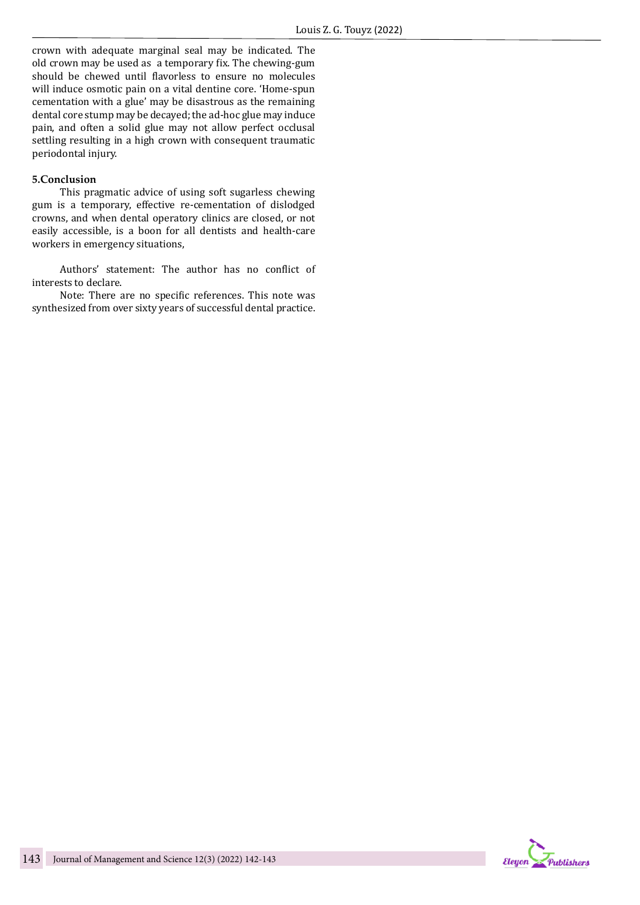crown with adequate marginal seal may be indicated. The old crown may be used as a temporary fix. The chewing-gum should be chewed until flavorless to ensure no molecules will induce osmotic pain on a vital dentine core. 'Home-spun cementation with a glue' may be disastrous as the remaining dental core stump may be decayed; the ad-hoc glue may induce pain, and often a solid glue may not allow perfect occlusal settling resulting in a high crown with consequent traumatic periodontal injury.

## 5.Conclusion

This pragmatic advice of using soft sugarless chewing gum is a temporary, effective re-cementation of dislodged crowns, and when dental operatory clinics are closed, or not easily accessible, is a boon for all dentists and health-care workers in emergency situations,

Authors' statement: The author has no conflict of interests to declare.

Note: There are no specific references. This note was synthesized from over sixty years of successful dental practice.